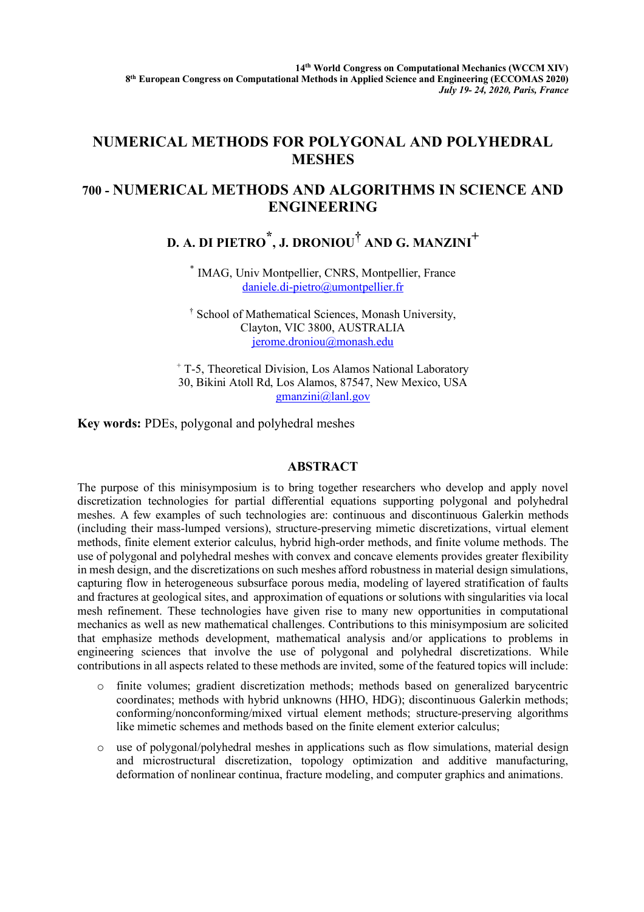14[th] World Congress on Computational Mechanics (WCCM XIV)
8[th] European Congress on Computational Methods in Applied Science and Engineering (ECCOMAS 2020)
*July 19- 24, 2020, Paris, France*

# NUMERICAL METHODS FOR POLYGONAL AND POLYHEDRAL MESHES

## 700 - NUMERICAL METHODS AND ALGORITHMS IN SCIENCE AND ENGINEERING

### D. A. DI PIETRO[*], J. DRONIOU[†] AND G. MANZINI[+]

[*] IMAG, Univ Montpellier, CNRS, Montpellier, France
daniele.di-pietro@umontpellier.fr

[†] School of Mathematical Sciences, Monash University,
Clayton, VIC 3800, AUSTRALIA
jerome.droniou@monash.edu

[+] T-5, Theoretical Division, Los Alamos National Laboratory
30, Bikini Atoll Rd, Los Alamos, 87547, New Mexico, USA
gmanzini@lanl.gov

**Key words:** PDEs, polygonal and polyhedral meshes

## ABSTRACT

The purpose of this minisymposium is to bring together researchers who develop and apply novel discretization technologies for partial differential equations supporting polygonal and polyhedral meshes. A few examples of such technologies are: continuous and discontinuous Galerkin methods (including their mass-lumped versions), structure-preserving mimetic discretizations, virtual element methods, finite element exterior calculus, hybrid high-order methods, and finite volume methods. The use of polygonal and polyhedral meshes with convex and concave elements provides greater flexibility in mesh design, and the discretizations on such meshes afford robustness in material design simulations, capturing flow in heterogeneous subsurface porous media, modeling of layered stratification of faults and fractures at geological sites, and approximation of equations or solutions with singularities via local mesh refinement. These technologies have given rise to many new opportunities in computational mechanics as well as new mathematical challenges. Contributions to this minisymposium are solicited that emphasize methods development, mathematical analysis and/or applications to problems in engineering sciences that involve the use of polygonal and polyhedral discretizations. While contributions in all aspects related to these methods are invited, some of the featured topics will include:

- finite volumes; gradient discretization methods; methods based on generalized barycentric coordinates; methods with hybrid unknowns (HHO, HDG); discontinuous Galerkin methods; conforming/nonconforming/mixed virtual element methods; structure-preserving algorithms like mimetic schemes and methods based on the finite element exterior calculus;
- use of polygonal/polyhedral meshes in applications such as flow simulations, material design and microstructural discretization, topology optimization and additive manufacturing, deformation of nonlinear continua, fracture modeling, and computer graphics and animations.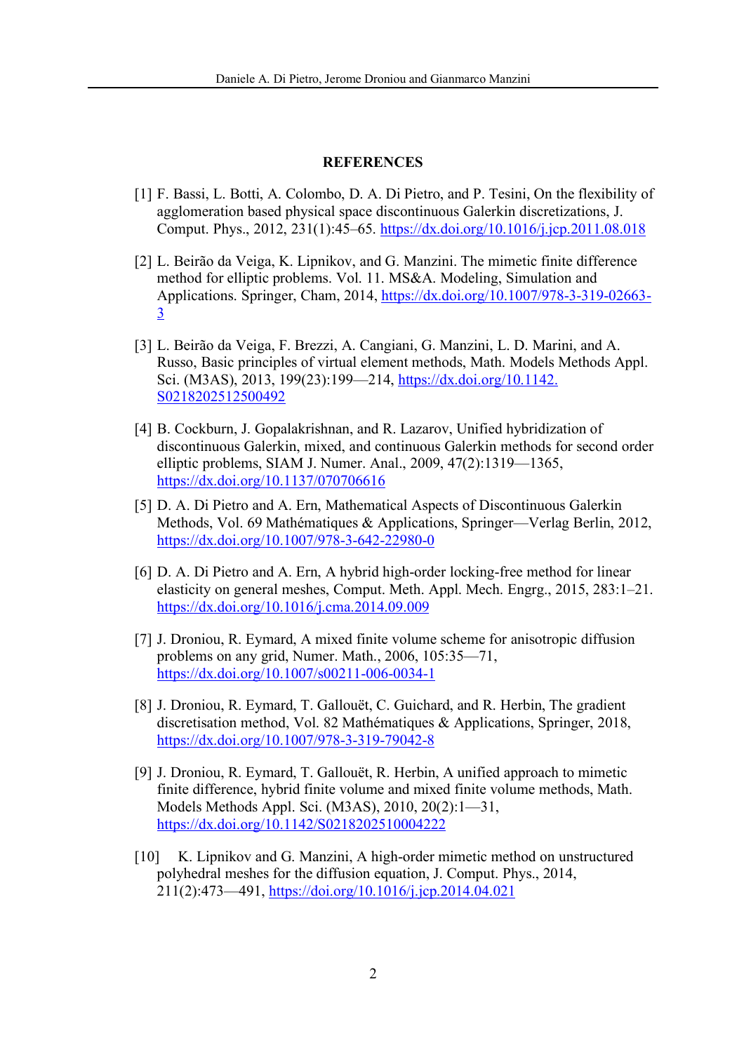## REFERENCES

[1] F. Bassi, L. Botti, A. Colombo, D. A. Di Pietro, and P. Tesini, On the flexibility of agglomeration based physical space discontinuous Galerkin discretizations, J. Comput. Phys., 2012, 231(1):45–65. https://dx.doi.org/10.1016/j.jcp.2011.08.018

[2] L. Beirão da Veiga, K. Lipnikov, and G. Manzini. The mimetic finite difference method for elliptic problems. Vol. 11. MS&A. Modeling, Simulation and Applications. Springer, Cham, 2014, https://dx.doi.org/10.1007/978-3-319-02663-3

[3] L. Beirão da Veiga, F. Brezzi, A. Cangiani, G. Manzini, L. D. Marini, and A. Russo, Basic principles of virtual element methods, Math. Models Methods Appl. Sci. (M3AS), 2013, 199(23):199—214, https://dx.doi.org/10.1142.S0218202512500492

[4] B. Cockburn, J. Gopalakrishnan, and R. Lazarov, Unified hybridization of discontinuous Galerkin, mixed, and continuous Galerkin methods for second order elliptic problems, SIAM J. Numer. Anal., 2009, 47(2):1319—1365, https://dx.doi.org/10.1137/070706616

[5] D. A. Di Pietro and A. Ern, Mathematical Aspects of Discontinuous Galerkin Methods, Vol. 69 Mathématiques & Applications, Springer—Verlag Berlin, 2012, https://dx.doi.org/10.1007/978-3-642-22980-0

[6] D. A. Di Pietro and A. Ern, A hybrid high-order locking-free method for linear elasticity on general meshes, Comput. Meth. Appl. Mech. Engrg., 2015, 283:1–21. https://dx.doi.org/10.1016/j.cma.2014.09.009

[7] J. Droniou, R. Eymard, A mixed finite volume scheme for anisotropic diffusion problems on any grid, Numer. Math., 2006, 105:35—71, https://dx.doi.org/10.1007/s00211-006-0034-1

[8] J. Droniou, R. Eymard, T. Gallouët, C. Guichard, and R. Herbin, The gradient discretisation method, Vol. 82 Mathématiques & Applications, Springer, 2018, https://dx.doi.org/10.1007/978-3-319-79042-8

[9] J. Droniou, R. Eymard, T. Gallouët, R. Herbin, A unified approach to mimetic finite difference, hybrid finite volume and mixed finite volume methods, Math. Models Methods Appl. Sci. (M3AS), 2010, 20(2):1—31, https://dx.doi.org/10.1142/S0218202510004222

[10] K. Lipnikov and G. Manzini, A high-order mimetic method on unstructured polyhedral meshes for the diffusion equation, J. Comput. Phys., 2014, 211(2):473—491, https://doi.org/10.1016/j.jcp.2014.04.021